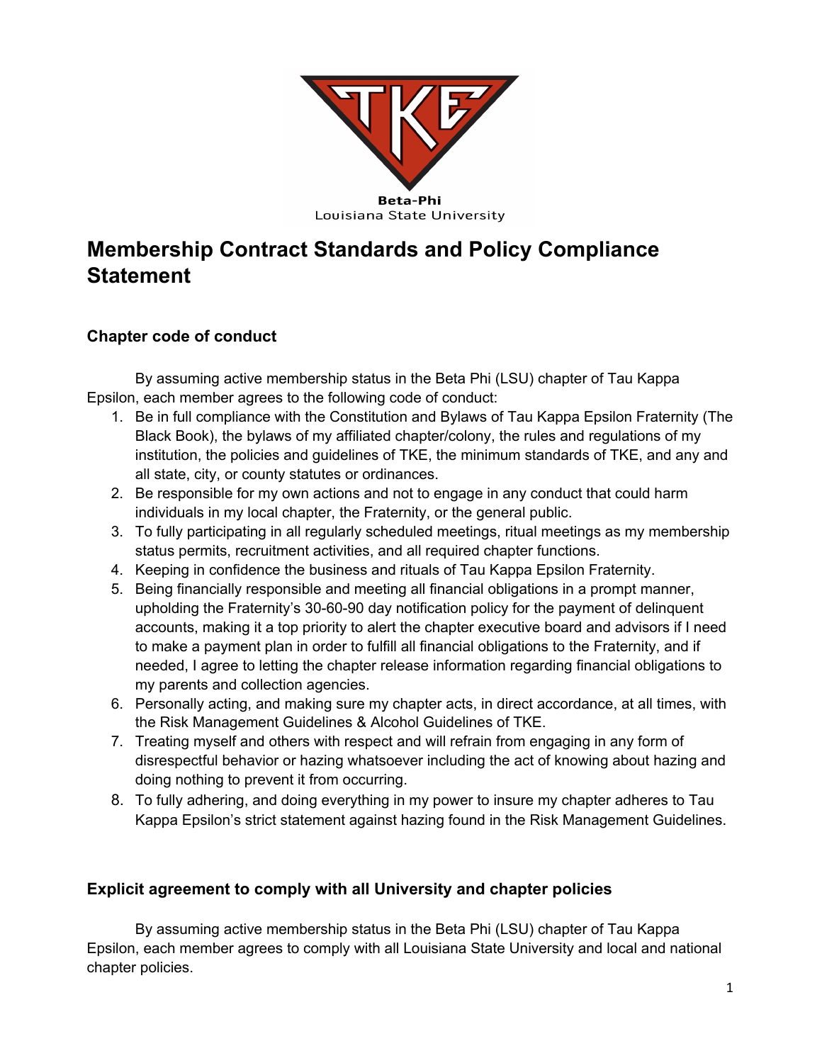Beta-Phi
Louisiana State University

# Membership Contract Standards and Policy Compliance Statement

## Chapter code of conduct

By assuming active membership status in the Beta Phi (LSU) chapter of Tau Kappa Epsilon, each member agrees to the following code of conduct:

1. Be in full compliance with the Constitution and Bylaws of Tau Kappa Epsilon Fraternity (The Black Book), the bylaws of my affiliated chapter/colony, the rules and regulations of my institution, the policies and guidelines of TKE, the minimum standards of TKE, and any and all state, city, or county statutes or ordinances.
2. Be responsible for my own actions and not to engage in any conduct that could harm individuals in my local chapter, the Fraternity, or the general public.
3. To fully participating in all regularly scheduled meetings, ritual meetings as my membership status permits, recruitment activities, and all required chapter functions.
4. Keeping in confidence the business and rituals of Tau Kappa Epsilon Fraternity.
5. Being financially responsible and meeting all financial obligations in a prompt manner, upholding the Fraternity's 30-60-90 day notification policy for the payment of delinquent accounts, making it a top priority to alert the chapter executive board and advisors if I need to make a payment plan in order to fulfill all financial obligations to the Fraternity, and if needed, I agree to letting the chapter release information regarding financial obligations to my parents and collection agencies.
6. Personally acting, and making sure my chapter acts, in direct accordance, at all times, with the Risk Management Guidelines & Alcohol Guidelines of TKE.
7. Treating myself and others with respect and will refrain from engaging in any form of disrespectful behavior or hazing whatsoever including the act of knowing about hazing and doing nothing to prevent it from occurring.
8. To fully adhering, and doing everything in my power to insure my chapter adheres to Tau Kappa Epsilon's strict statement against hazing found in the Risk Management Guidelines.

## Explicit agreement to comply with all University and chapter policies

By assuming active membership status in the Beta Phi (LSU) chapter of Tau Kappa Epsilon, each member agrees to comply with all Louisiana State University and local and national chapter policies.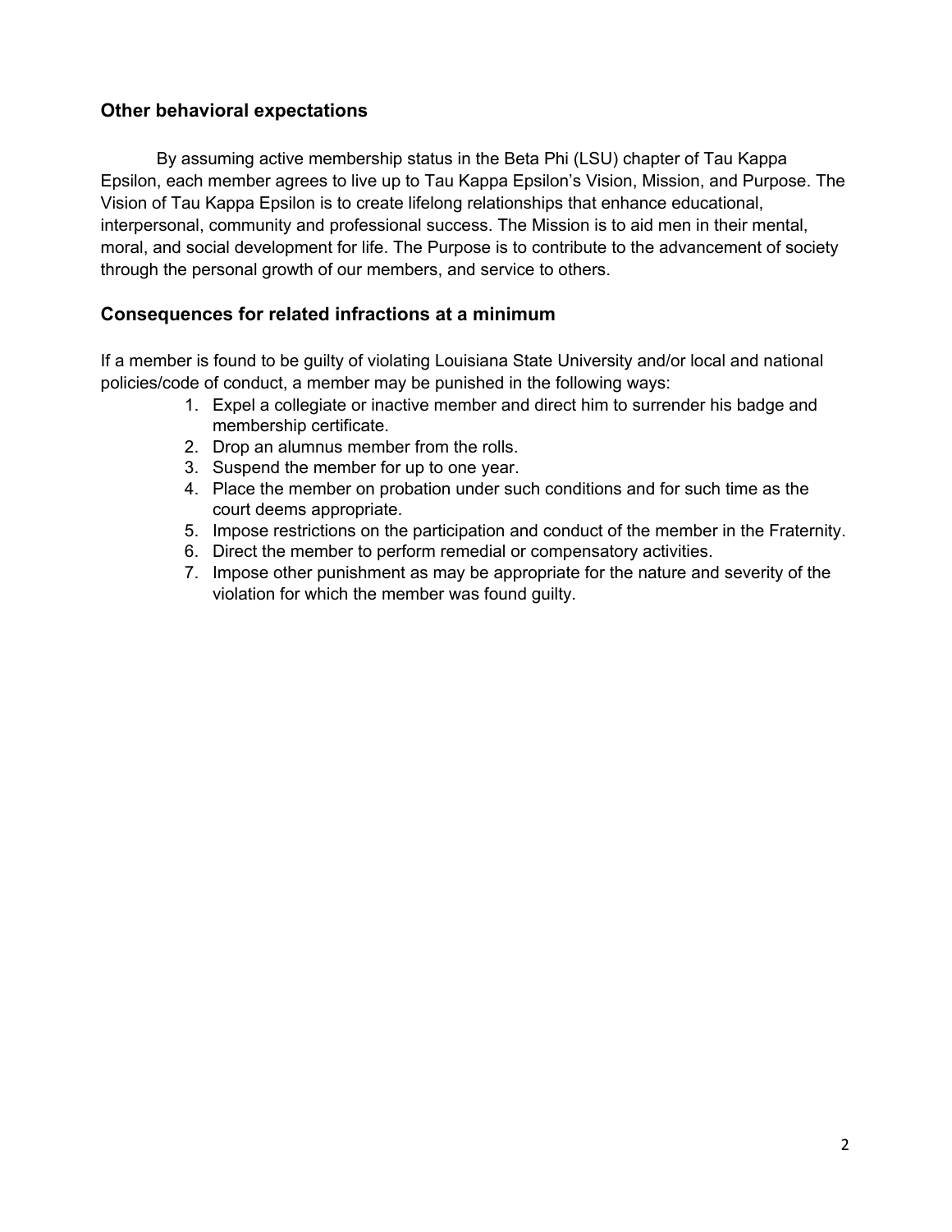## Other behavioral expectations

By assuming active membership status in the Beta Phi (LSU) chapter of Tau Kappa Epsilon, each member agrees to live up to Tau Kappa Epsilon's Vision, Mission, and Purpose. The Vision of Tau Kappa Epsilon is to create lifelong relationships that enhance educational, interpersonal, community and professional success. The Mission is to aid men in their mental, moral, and social development for life. The Purpose is to contribute to the advancement of society through the personal growth of our members, and service to others.

## Consequences for related infractions at a minimum

If a member is found to be guilty of violating Louisiana State University and/or local and national policies/code of conduct, a member may be punished in the following ways:

1. Expel a collegiate or inactive member and direct him to surrender his badge and membership certificate.
2. Drop an alumnus member from the rolls.
3. Suspend the member for up to one year.
4. Place the member on probation under such conditions and for such time as the court deems appropriate.
5. Impose restrictions on the participation and conduct of the member in the Fraternity.
6. Direct the member to perform remedial or compensatory activities.
7. Impose other punishment as may be appropriate for the nature and severity of the violation for which the member was found guilty.